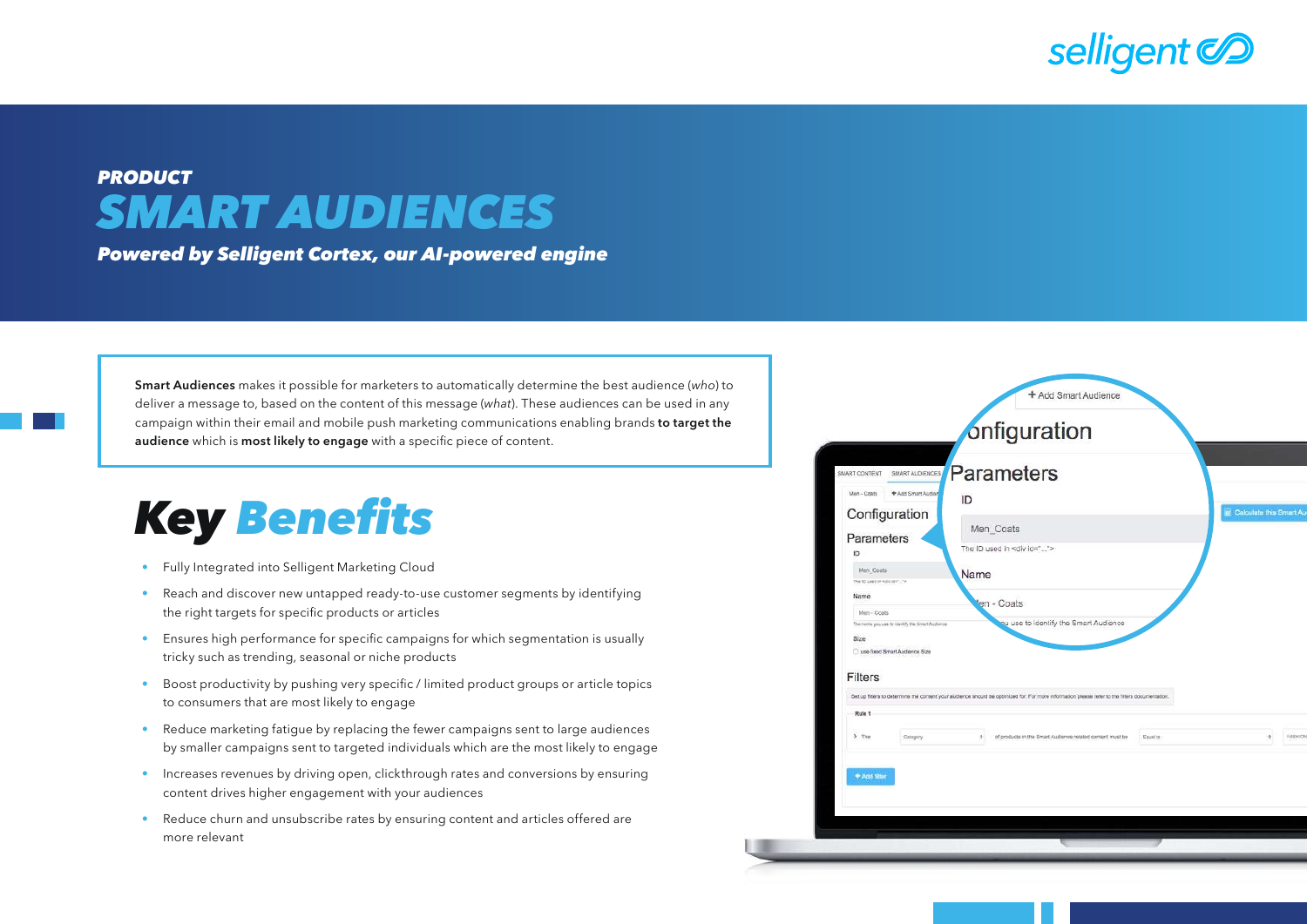**PRODUCT**

# *SMART AUDIENCES*

***Powered by Selligent Cortex, our AI-powered engine***

**Smart Audiences** makes it possible for marketers to automatically determine the best audience (*who*) to deliver a message to, based on the content of this message (*what*). These audiences can be used in any campaign within their email and mobile push marketing communications enabling brands **to target the audience** which is **most likely to engage** with a specific piece of content.

## *Key Benefits*

- Fully Integrated into Selligent Marketing Cloud
- Reach and discover new untapped ready-to-use customer segments by identifying the right targets for specific products or articles
- Ensures high performance for specific campaigns for which segmentation is usually tricky such as trending, seasonal or niche products
- Boost productivity by pushing very specific / limited product groups or article topics to consumers that are most likely to engage
- Reduce marketing fatigue by replacing the fewer campaigns sent to large audiences by smaller campaigns sent to targeted individuals which are the most likely to engage
- Increases revenues by driving open, clickthrough rates and conversions by ensuring content drives higher engagement with your audiences
- Reduce churn and unsubscribe rates by ensuring content and articles offered are more relevant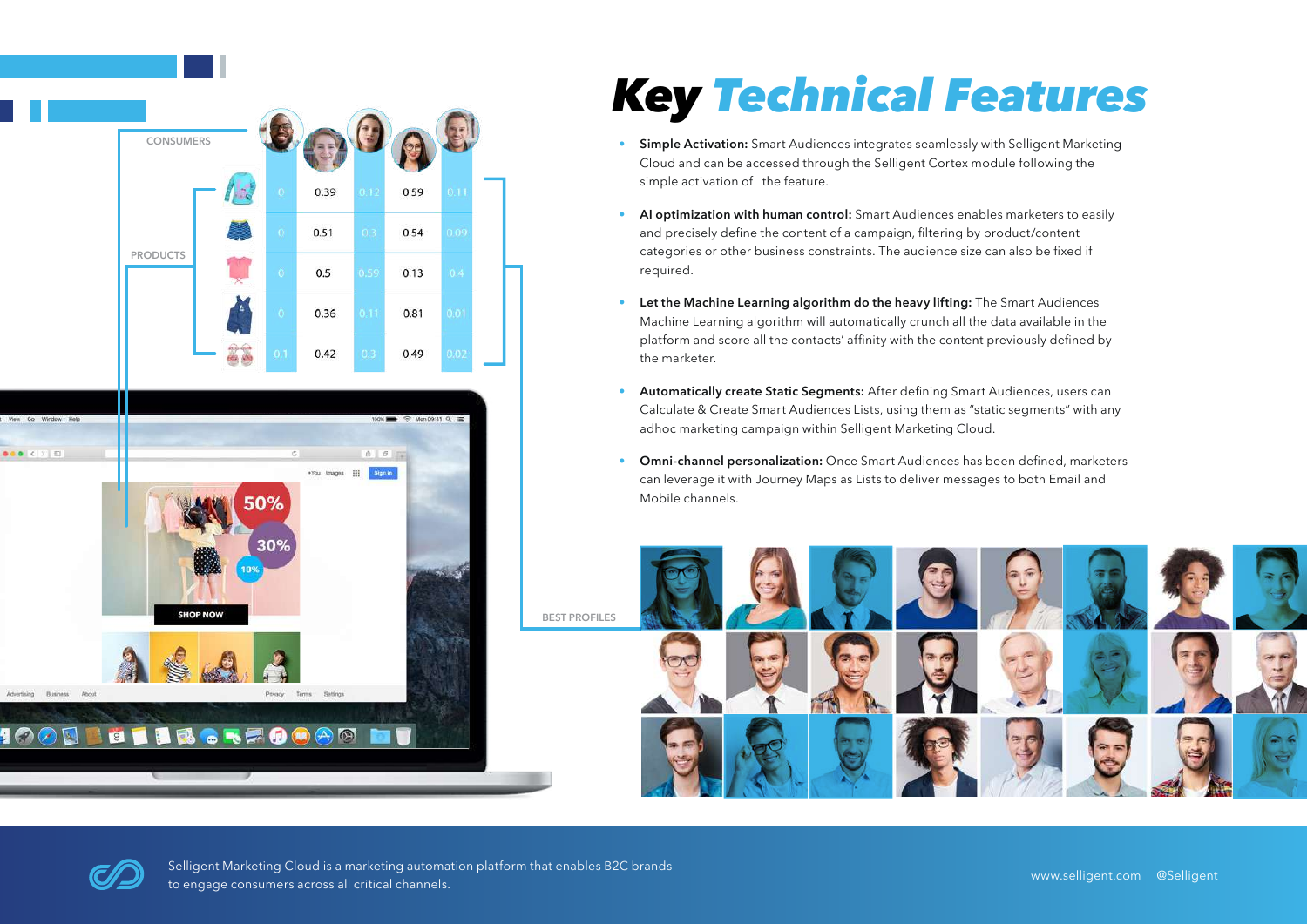# Key Technical Features

- **Simple Activation:** Smart Audiences integrates seamlessly with Selligent Marketing Cloud and can be accessed through the Selligent Cortex module following the simple activation of the feature.
- **AI optimization with human control:** Smart Audiences enables marketers to easily and precisely define the content of a campaign, filtering by product/content categories or other business constraints. The audience size can also be fixed if required.
- **Let the Machine Learning algorithm do the heavy lifting:** The Smart Audiences Machine Learning algorithm will automatically crunch all the data available in the platform and score all the contacts' affinity with the content previously defined by the marketer.
- **Automatically create Static Segments:** After defining Smart Audiences, users can Calculate & Create Smart Audiences Lists, using them as "static segments" with any adhoc marketing campaign within Selligent Marketing Cloud.
- **Omni-channel personalization:** Once Smart Audiences has been defined, marketers can leverage it with Journey Maps as Lists to deliver messages to both Email and Mobile channels.

CONSUMERS

PRODUCTS

| | | | | |
|---|---|---|---|---|
| 0 | 0.39 | 0.12 | 0.59 | 0.11 |
| 0 | 0.51 | 0.3 | 0.54 | 0.09 |
| 0 | 0.5 | 0.59 | 0.13 | 0.4 |
| 0 | 0.36 | 0.11 | 0.81 | 0.01 |
| 0.1 | 0.42 | 0.3 | 0.49 | 0.02 |

BEST PROFILES

Selligent Marketing Cloud is a marketing automation platform that enables B2C brands to engage consumers across all critical channels.

www.selligent.com @Selligent